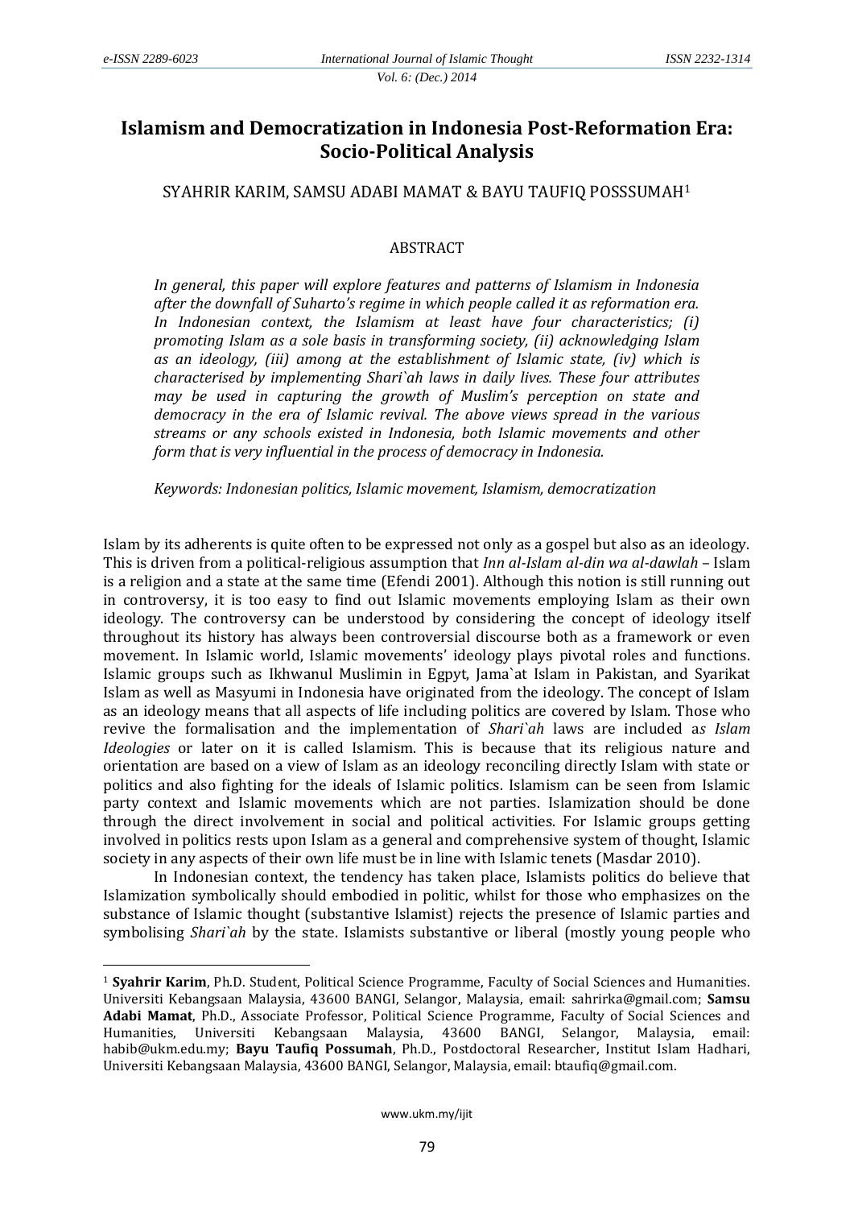# Islamism and Democratization in Indonesia Post-Reformation Era: Socio-Political Analysis

SYAHRIR KARIM, SAMSU ADABI MAMAT & BAYU TAUFIQ POSSSUMAH[1]

## ABSTRACT

*In general, this paper will explore features and patterns of Islamism in Indonesia after the downfall of Suharto's regime in which people called it as reformation era. In Indonesian context, the Islamism at least have four characteristics; (i) promoting Islam as a sole basis in transforming society, (ii) acknowledging Islam as an ideology, (iii) among at the establishment of Islamic state, (iv) which is characterised by implementing Shari`ah laws in daily lives. These four attributes may be used in capturing the growth of Muslim's perception on state and democracy in the era of Islamic revival. The above views spread in the various streams or any schools existed in Indonesia, both Islamic movements and other form that is very influential in the process of democracy in Indonesia.*

*Keywords: Indonesian politics, Islamic movement, Islamism, democratization*

Islam by its adherents is quite often to be expressed not only as a gospel but also as an ideology. This is driven from a political-religious assumption that *Inn al-Islam al-din wa al-dawlah* – Islam is a religion and a state at the same time (Efendi 2001). Although this notion is still running out in controversy, it is too easy to find out Islamic movements employing Islam as their own ideology. The controversy can be understood by considering the concept of ideology itself throughout its history has always been controversial discourse both as a framework or even movement. In Islamic world, Islamic movements' ideology plays pivotal roles and functions. Islamic groups such as Ikhwanul Muslimin in Egpyt, Jama`at Islam in Pakistan, and Syarikat Islam as well as Masyumi in Indonesia have originated from the ideology. The concept of Islam as an ideology means that all aspects of life including politics are covered by Islam. Those who revive the formalisation and the implementation of *Shari`ah* laws are included a*s Islam Ideologies* or later on it is called Islamism. This is because that its religious nature and orientation are based on a view of Islam as an ideology reconciling directly Islam with state or politics and also fighting for the ideals of Islamic politics. Islamism can be seen from Islamic party context and Islamic movements which are not parties. Islamization should be done through the direct involvement in social and political activities. For Islamic groups getting involved in politics rests upon Islam as a general and comprehensive system of thought, Islamic society in any aspects of their own life must be in line with Islamic tenets (Masdar 2010).

In Indonesian context, the tendency has taken place, Islamists politics do believe that Islamization symbolically should embodied in politic, whilst for those who emphasizes on the substance of Islamic thought (substantive Islamist) rejects the presence of Islamic parties and symbolising *Shari`ah* by the state. Islamists substantive or liberal (mostly young people who

---

[1] **Syahrir Karim**, Ph.D. Student, Political Science Programme, Faculty of Social Sciences and Humanities. Universiti Kebangsaan Malaysia, 43600 BANGI, Selangor, Malaysia, email: sahrirka@gmail.com; **Samsu Adabi Mamat**, Ph.D., Associate Professor, Political Science Programme, Faculty of Social Sciences and Humanities, Universiti Kebangsaan Malaysia, 43600 BANGI, Selangor, Malaysia, email: habib@ukm.edu.my; **Bayu Taufiq Possumah**, Ph.D., Postdoctoral Researcher, Institut Islam Hadhari, Universiti Kebangsaan Malaysia, 43600 BANGI, Selangor, Malaysia, email: btaufiq@gmail.com.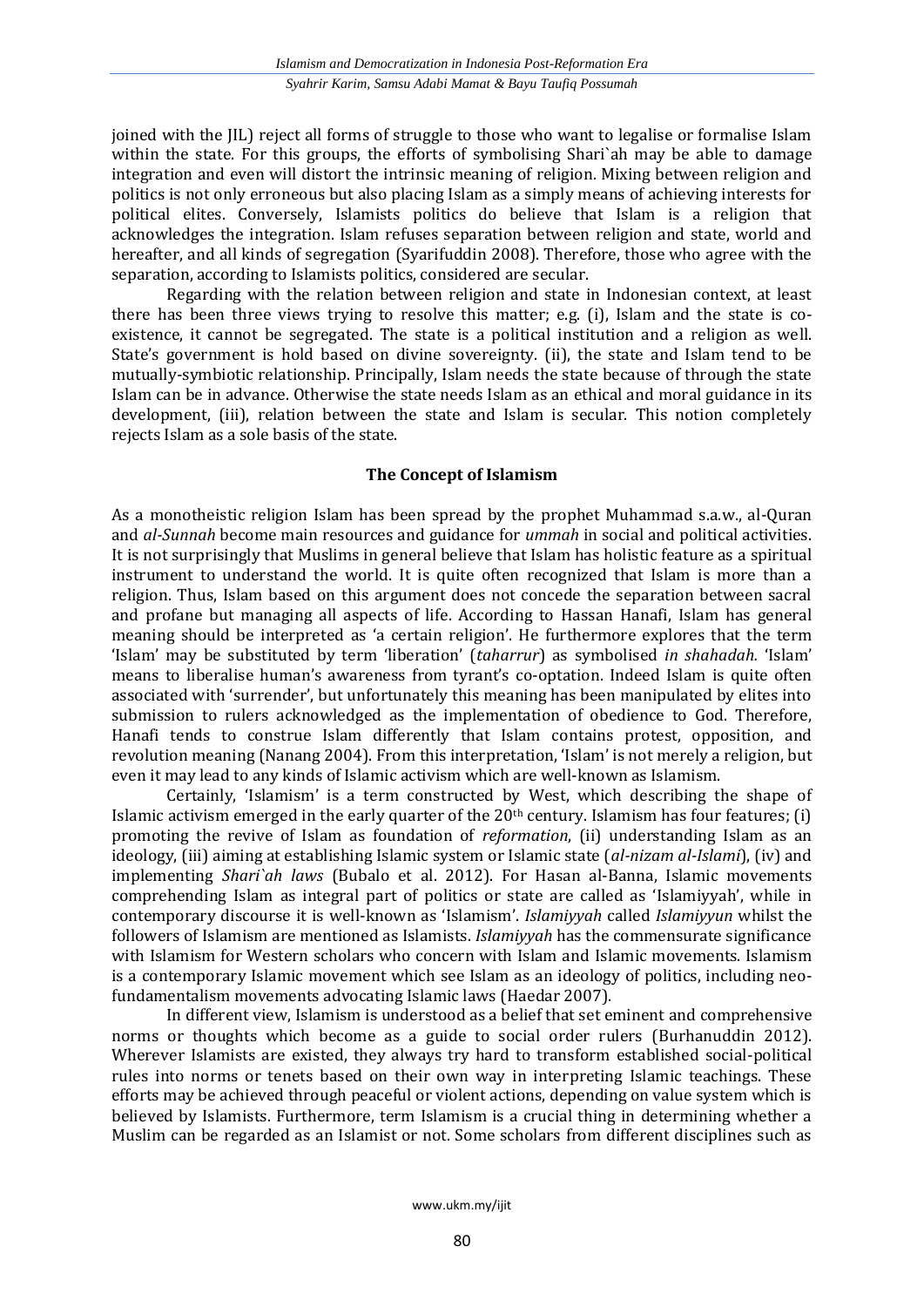joined with the JIL) reject all forms of struggle to those who want to legalise or formalise Islam within the state. For this groups, the efforts of symbolising Shari`ah may be able to damage integration and even will distort the intrinsic meaning of religion. Mixing between religion and politics is not only erroneous but also placing Islam as a simply means of achieving interests for political elites. Conversely, Islamists politics do believe that Islam is a religion that acknowledges the integration. Islam refuses separation between religion and state, world and hereafter, and all kinds of segregation (Syarifuddin 2008). Therefore, those who agree with the separation, according to Islamists politics, considered are secular.

Regarding with the relation between religion and state in Indonesian context, at least there has been three views trying to resolve this matter; e.g. (i), Islam and the state is co-existence, it cannot be segregated. The state is a political institution and a religion as well. State's government is hold based on divine sovereignty. (ii), the state and Islam tend to be mutually-symbiotic relationship. Principally, Islam needs the state because of through the state Islam can be in advance. Otherwise the state needs Islam as an ethical and moral guidance in its development, (iii), relation between the state and Islam is secular. This notion completely rejects Islam as a sole basis of the state.

## The Concept of Islamism

As a monotheistic religion Islam has been spread by the prophet Muhammad s.a.w., al-Quran and *al-Sunnah* become main resources and guidance for *ummah* in social and political activities. It is not surprisingly that Muslims in general believe that Islam has holistic feature as a spiritual instrument to understand the world. It is quite often recognized that Islam is more than a religion. Thus, Islam based on this argument does not concede the separation between sacral and profane but managing all aspects of life. According to Hassan Hanafi, Islam has general meaning should be interpreted as 'a certain religion'. He furthermore explores that the term 'Islam' may be substituted by term 'liberation' (*taharrur*) as symbolised *in shahadah*. 'Islam' means to liberalise human's awareness from tyrant's co-optation. Indeed Islam is quite often associated with 'surrender', but unfortunately this meaning has been manipulated by elites into submission to rulers acknowledged as the implementation of obedience to God. Therefore, Hanafi tends to construe Islam differently that Islam contains protest, opposition, and revolution meaning (Nanang 2004). From this interpretation, 'Islam' is not merely a religion, but even it may lead to any kinds of Islamic activism which are well-known as Islamism.

Certainly, 'Islamism' is a term constructed by West, which describing the shape of Islamic activism emerged in the early quarter of the 20th century. Islamism has four features; (i) promoting the revive of Islam as foundation of *reformation*, (ii) understanding Islam as an ideology, (iii) aiming at establishing Islamic system or Islamic state (*al-nizam al-Islami*), (iv) and implementing *Shari`ah laws* (Bubalo et al. 2012). For Hasan al-Banna, Islamic movements comprehending Islam as integral part of politics or state are called as 'Islamiyyah', while in contemporary discourse it is well-known as 'Islamism'. *Islamiyyah* called *Islamiyyun* whilst the followers of Islamism are mentioned as Islamists. *Islamiyyah* has the commensurate significance with Islamism for Western scholars who concern with Islam and Islamic movements. Islamism is a contemporary Islamic movement which see Islam as an ideology of politics, including neo-fundamentalism movements advocating Islamic laws (Haedar 2007).

In different view, Islamism is understood as a belief that set eminent and comprehensive norms or thoughts which become as a guide to social order rulers (Burhanuddin 2012). Wherever Islamists are existed, they always try hard to transform established social-political rules into norms or tenets based on their own way in interpreting Islamic teachings. These efforts may be achieved through peaceful or violent actions, depending on value system which is believed by Islamists. Furthermore, term Islamism is a crucial thing in determining whether a Muslim can be regarded as an Islamist or not. Some scholars from different disciplines such as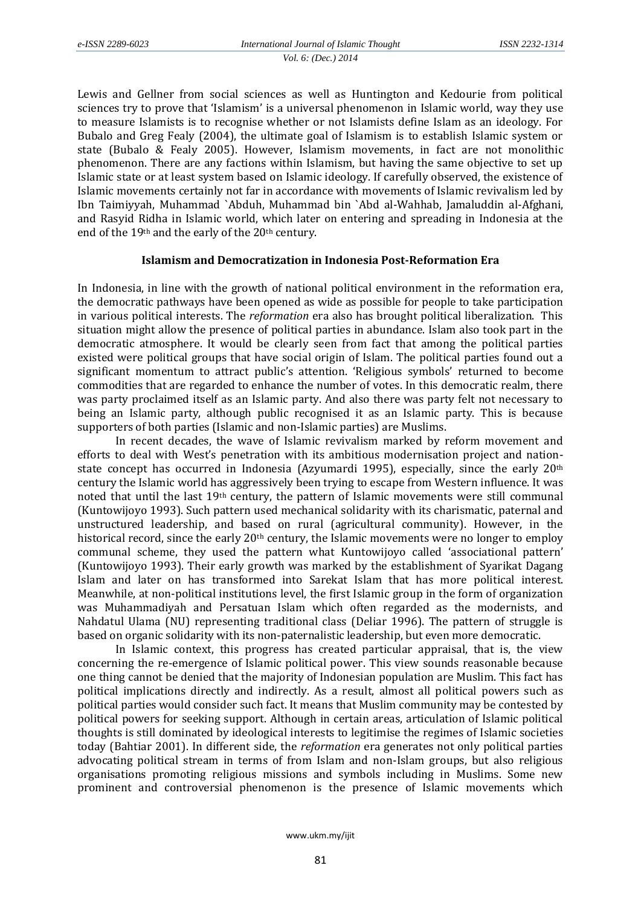Lewis and Gellner from social sciences as well as Huntington and Kedourie from political sciences try to prove that 'Islamism' is a universal phenomenon in Islamic world, way they use to measure Islamists is to recognise whether or not Islamists define Islam as an ideology. For Bubalo and Greg Fealy (2004), the ultimate goal of Islamism is to establish Islamic system or state (Bubalo & Fealy 2005). However, Islamism movements, in fact are not monolithic phenomenon. There are any factions within Islamism, but having the same objective to set up Islamic state or at least system based on Islamic ideology. If carefully observed, the existence of Islamic movements certainly not far in accordance with movements of Islamic revivalism led by Ibn Taimiyyah, Muhammad `Abduh, Muhammad bin `Abd al-Wahhab, Jamaluddin al-Afghani, and Rasyid Ridha in Islamic world, which later on entering and spreading in Indonesia at the end of the 19th and the early of the 20th century.

## Islamism and Democratization in Indonesia Post-Reformation Era

In Indonesia, in line with the growth of national political environment in the reformation era, the democratic pathways have been opened as wide as possible for people to take participation in various political interests. The *reformation* era also has brought political liberalization. This situation might allow the presence of political parties in abundance. Islam also took part in the democratic atmosphere. It would be clearly seen from fact that among the political parties existed were political groups that have social origin of Islam. The political parties found out a significant momentum to attract public's attention. 'Religious symbols' returned to become commodities that are regarded to enhance the number of votes. In this democratic realm, there was party proclaimed itself as an Islamic party. And also there was party felt not necessary to being an Islamic party, although public recognised it as an Islamic party. This is because supporters of both parties (Islamic and non-Islamic parties) are Muslims.

In recent decades, the wave of Islamic revivalism marked by reform movement and efforts to deal with West's penetration with its ambitious modernisation project and nation-state concept has occurred in Indonesia (Azyumardi 1995), especially, since the early 20th century the Islamic world has aggressively been trying to escape from Western influence. It was noted that until the last 19th century, the pattern of Islamic movements were still communal (Kuntowijoyo 1993). Such pattern used mechanical solidarity with its charismatic, paternal and unstructured leadership, and based on rural (agricultural community). However, in the historical record, since the early 20th century, the Islamic movements were no longer to employ communal scheme, they used the pattern what Kuntowijoyo called 'associational pattern' (Kuntowijoyo 1993). Their early growth was marked by the establishment of Syarikat Dagang Islam and later on has transformed into Sarekat Islam that has more political interest. Meanwhile, at non-political institutions level, the first Islamic group in the form of organization was Muhammadiyah and Persatuan Islam which often regarded as the modernists, and Nahdatul Ulama (NU) representing traditional class (Deliar 1996). The pattern of struggle is based on organic solidarity with its non-paternalistic leadership, but even more democratic.

In Islamic context, this progress has created particular appraisal, that is, the view concerning the re-emergence of Islamic political power. This view sounds reasonable because one thing cannot be denied that the majority of Indonesian population are Muslim. This fact has political implications directly and indirectly. As a result, almost all political powers such as political parties would consider such fact. It means that Muslim community may be contested by political powers for seeking support. Although in certain areas, articulation of Islamic political thoughts is still dominated by ideological interests to legitimise the regimes of Islamic societies today (Bahtiar 2001). In different side, the *reformation* era generates not only political parties advocating political stream in terms of from Islam and non-Islam groups, but also religious organisations promoting religious missions and symbols including in Muslims. Some new prominent and controversial phenomenon is the presence of Islamic movements which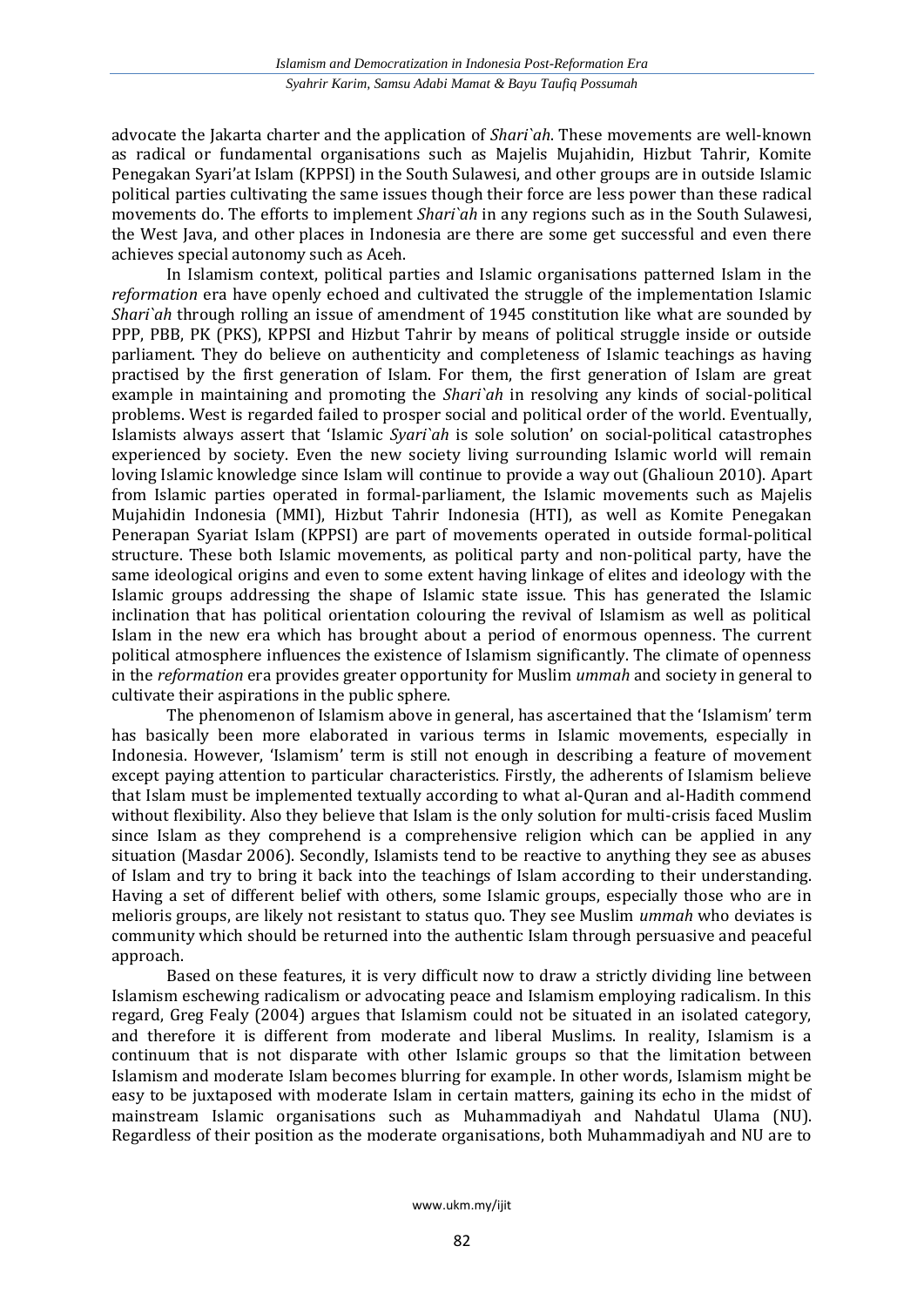advocate the Jakarta charter and the application of *Shari`ah*. These movements are well-known as radical or fundamental organisations such as Majelis Mujahidin, Hizbut Tahrir, Komite Penegakan Syari'at Islam (KPPSI) in the South Sulawesi, and other groups are in outside Islamic political parties cultivating the same issues though their force are less power than these radical movements do. The efforts to implement *Shari`ah* in any regions such as in the South Sulawesi, the West Java, and other places in Indonesia are there are some get successful and even there achieves special autonomy such as Aceh.

In Islamism context, political parties and Islamic organisations patterned Islam in the *reformation* era have openly echoed and cultivated the struggle of the implementation Islamic *Shari`ah* through rolling an issue of amendment of 1945 constitution like what are sounded by PPP, PBB, PK (PKS), KPPSI and Hizbut Tahrir by means of political struggle inside or outside parliament. They do believe on authenticity and completeness of Islamic teachings as having practised by the first generation of Islam. For them, the first generation of Islam are great example in maintaining and promoting the *Shari`ah* in resolving any kinds of social-political problems. West is regarded failed to prosper social and political order of the world. Eventually, Islamists always assert that 'Islamic *Syari`ah* is sole solution' on social-political catastrophes experienced by society. Even the new society living surrounding Islamic world will remain loving Islamic knowledge since Islam will continue to provide a way out (Ghalioun 2010). Apart from Islamic parties operated in formal-parliament, the Islamic movements such as Majelis Mujahidin Indonesia (MMI), Hizbut Tahrir Indonesia (HTI), as well as Komite Penegakan Penerapan Syariat Islam (KPPSI) are part of movements operated in outside formal-political structure. These both Islamic movements, as political party and non-political party, have the same ideological origins and even to some extent having linkage of elites and ideology with the Islamic groups addressing the shape of Islamic state issue. This has generated the Islamic inclination that has political orientation colouring the revival of Islamism as well as political Islam in the new era which has brought about a period of enormous openness. The current political atmosphere influences the existence of Islamism significantly. The climate of openness in the *reformation* era provides greater opportunity for Muslim *ummah* and society in general to cultivate their aspirations in the public sphere.

The phenomenon of Islamism above in general, has ascertained that the 'Islamism' term has basically been more elaborated in various terms in Islamic movements, especially in Indonesia. However, 'Islamism' term is still not enough in describing a feature of movement except paying attention to particular characteristics. Firstly, the adherents of Islamism believe that Islam must be implemented textually according to what al-Quran and al-Hadith commend without flexibility. Also they believe that Islam is the only solution for multi-crisis faced Muslim since Islam as they comprehend is a comprehensive religion which can be applied in any situation (Masdar 2006). Secondly, Islamists tend to be reactive to anything they see as abuses of Islam and try to bring it back into the teachings of Islam according to their understanding. Having a set of different belief with others, some Islamic groups, especially those who are in melioris groups, are likely not resistant to status quo. They see Muslim *ummah* who deviates is community which should be returned into the authentic Islam through persuasive and peaceful approach.

Based on these features, it is very difficult now to draw a strictly dividing line between Islamism eschewing radicalism or advocating peace and Islamism employing radicalism. In this regard, Greg Fealy (2004) argues that Islamism could not be situated in an isolated category, and therefore it is different from moderate and liberal Muslims. In reality, Islamism is a continuum that is not disparate with other Islamic groups so that the limitation between Islamism and moderate Islam becomes blurring for example. In other words, Islamism might be easy to be juxtaposed with moderate Islam in certain matters, gaining its echo in the midst of mainstream Islamic organisations such as Muhammadiyah and Nahdatul Ulama (NU). Regardless of their position as the moderate organisations, both Muhammadiyah and NU are to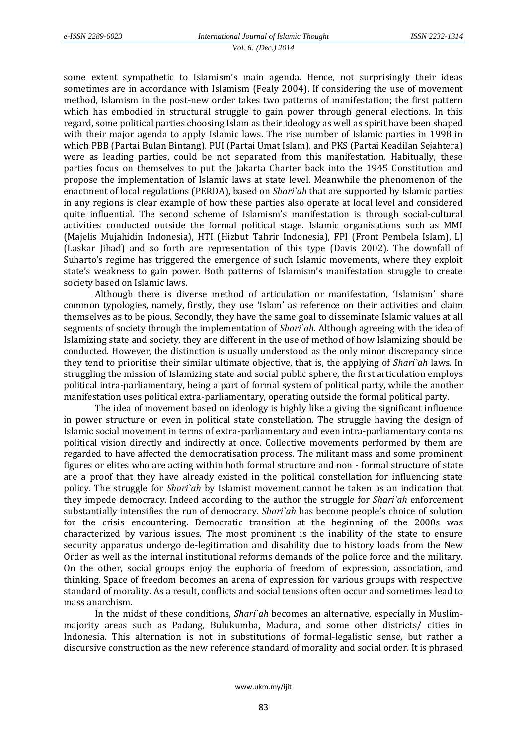some extent sympathetic to Islamism's main agenda. Hence, not surprisingly their ideas sometimes are in accordance with Islamism (Fealy 2004). If considering the use of movement method, Islamism in the post-new order takes two patterns of manifestation; the first pattern which has embodied in structural struggle to gain power through general elections. In this regard, some political parties choosing Islam as their ideology as well as spirit have been shaped with their major agenda to apply Islamic laws. The rise number of Islamic parties in 1998 in which PBB (Partai Bulan Bintang), PUI (Partai Umat Islam), and PKS (Partai Keadilan Sejahtera) were as leading parties, could be not separated from this manifestation. Habitually, these parties focus on themselves to put the Jakarta Charter back into the 1945 Constitution and propose the implementation of Islamic laws at state level. Meanwhile the phenomenon of the enactment of local regulations (PERDA), based on *Shari`ah* that are supported by Islamic parties in any regions is clear example of how these parties also operate at local level and considered quite influential. The second scheme of Islamism's manifestation is through social-cultural activities conducted outside the formal political stage. Islamic organisations such as MMI (Majelis Mujahidin Indonesia), HTI (Hizbut Tahrir Indonesia), FPI (Front Pembela Islam), LJ (Laskar Jihad) and so forth are representation of this type (Davis 2002). The downfall of Suharto's regime has triggered the emergence of such Islamic movements, where they exploit state's weakness to gain power. Both patterns of Islamism's manifestation struggle to create society based on Islamic laws.

Although there is diverse method of articulation or manifestation, 'Islamism' share common typologies, namely, firstly, they use 'Islam' as reference on their activities and claim themselves as to be pious. Secondly, they have the same goal to disseminate Islamic values at all segments of society through the implementation of *Shari`ah*. Although agreeing with the idea of Islamizing state and society, they are different in the use of method of how Islamizing should be conducted. However, the distinction is usually understood as the only minor discrepancy since they tend to prioritise their similar ultimate objective, that is, the applying of *Shari`ah* laws. In struggling the mission of Islamizing state and social public sphere, the first articulation employs political intra-parliamentary, being a part of formal system of political party, while the another manifestation uses political extra-parliamentary, operating outside the formal political party.

The idea of movement based on ideology is highly like a giving the significant influence in power structure or even in political state constellation. The struggle having the design of Islamic social movement in terms of extra-parliamentary and even intra-parliamentary contains political vision directly and indirectly at once. Collective movements performed by them are regarded to have affected the democratisation process. The militant mass and some prominent figures or elites who are acting within both formal structure and non - formal structure of state are a proof that they have already existed in the political constellation for influencing state policy. The struggle for *Shari`ah* by Islamist movement cannot be taken as an indication that they impede democracy. Indeed according to the author the struggle for *Shari`ah* enforcement substantially intensifies the run of democracy. *Shari`ah* has become people's choice of solution for the crisis encountering. Democratic transition at the beginning of the 2000s was characterized by various issues. The most prominent is the inability of the state to ensure security apparatus undergo de-legitimation and disability due to history loads from the New Order as well as the internal institutional reforms demands of the police force and the military. On the other, social groups enjoy the euphoria of freedom of expression, association, and thinking. Space of freedom becomes an arena of expression for various groups with respective standard of morality. As a result, conflicts and social tensions often occur and sometimes lead to mass anarchism.

In the midst of these conditions, *Shari`ah* becomes an alternative, especially in Muslim-majority areas such as Padang, Bulukumba, Madura, and some other districts/ cities in Indonesia. This alternation is not in substitutions of formal-legalistic sense, but rather a discursive construction as the new reference standard of morality and social order. It is phrased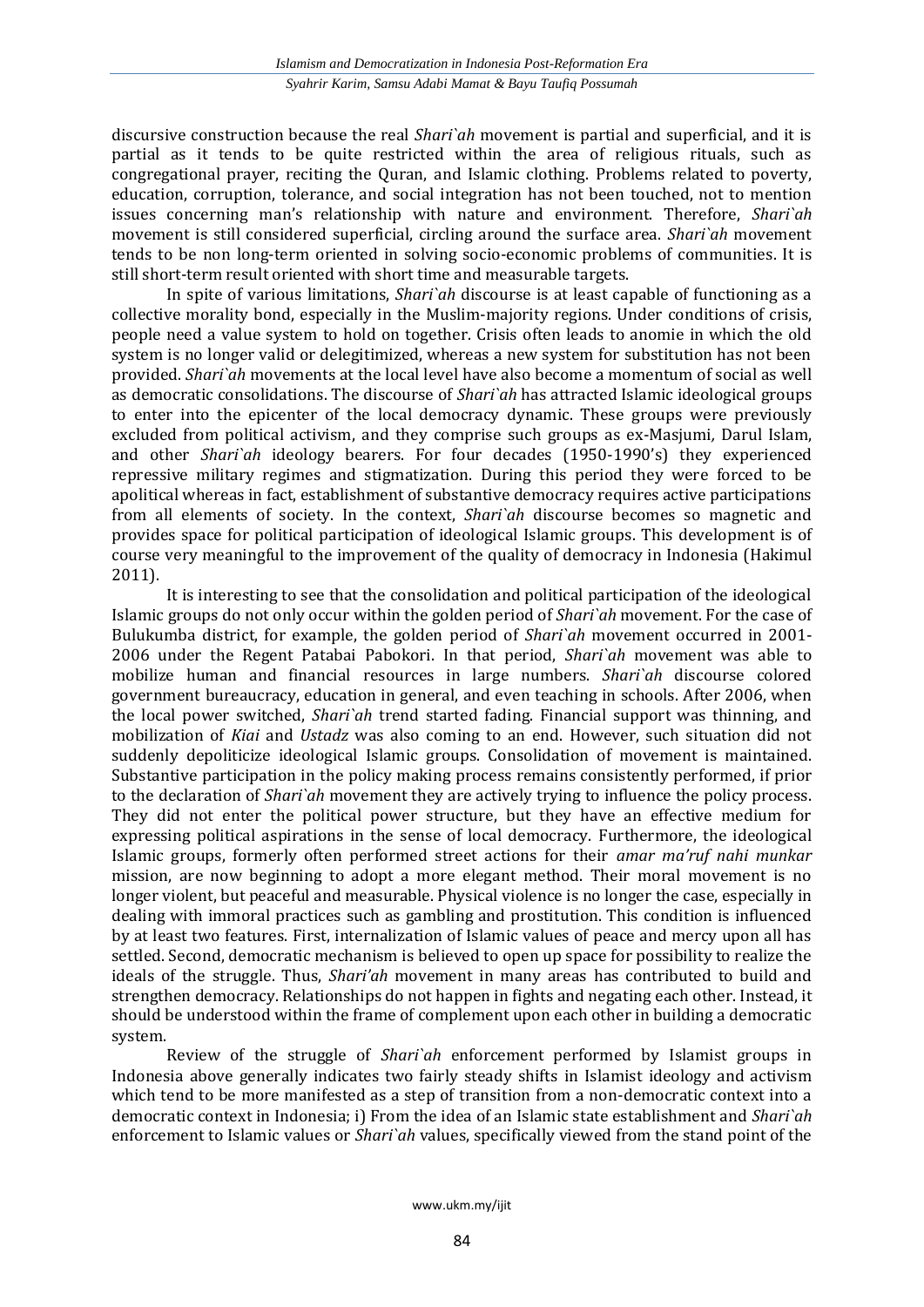discursive construction because the real *Shari`ah* movement is partial and superficial, and it is partial as it tends to be quite restricted within the area of religious rituals, such as congregational prayer, reciting the Quran, and Islamic clothing. Problems related to poverty, education, corruption, tolerance, and social integration has not been touched, not to mention issues concerning man's relationship with nature and environment. Therefore, *Shari`ah* movement is still considered superficial, circling around the surface area. *Shari`ah* movement tends to be non long-term oriented in solving socio-economic problems of communities. It is still short-term result oriented with short time and measurable targets.

In spite of various limitations, *Shari`ah* discourse is at least capable of functioning as a collective morality bond, especially in the Muslim-majority regions. Under conditions of crisis, people need a value system to hold on together. Crisis often leads to anomie in which the old system is no longer valid or delegitimized, whereas a new system for substitution has not been provided. *Shari`ah* movements at the local level have also become a momentum of social as well as democratic consolidations. The discourse of *Shari`ah* has attracted Islamic ideological groups to enter into the epicenter of the local democracy dynamic. These groups were previously excluded from political activism, and they comprise such groups as ex-Masjumi, Darul Islam, and other *Shari`ah* ideology bearers. For four decades (1950-1990's) they experienced repressive military regimes and stigmatization. During this period they were forced to be apolitical whereas in fact, establishment of substantive democracy requires active participations from all elements of society. In the context, *Shari`ah* discourse becomes so magnetic and provides space for political participation of ideological Islamic groups. This development is of course very meaningful to the improvement of the quality of democracy in Indonesia (Hakimul 2011).

It is interesting to see that the consolidation and political participation of the ideological Islamic groups do not only occur within the golden period of *Shari`ah* movement. For the case of Bulukumba district, for example, the golden period of *Shari`ah* movement occurred in 2001-2006 under the Regent Patabai Pabokori. In that period, *Shari`ah* movement was able to mobilize human and financial resources in large numbers. *Shari`ah* discourse colored government bureaucracy, education in general, and even teaching in schools. After 2006, when the local power switched, *Shari`ah* trend started fading. Financial support was thinning, and mobilization of *Kiai* and *Ustadz* was also coming to an end. However, such situation did not suddenly depoliticize ideological Islamic groups. Consolidation of movement is maintained. Substantive participation in the policy making process remains consistently performed, if prior to the declaration of *Shari`ah* movement they are actively trying to influence the policy process. They did not enter the political power structure, but they have an effective medium for expressing political aspirations in the sense of local democracy. Furthermore, the ideological Islamic groups, formerly often performed street actions for their *amar ma'ruf nahi munkar* mission, are now beginning to adopt a more elegant method. Their moral movement is no longer violent, but peaceful and measurable. Physical violence is no longer the case, especially in dealing with immoral practices such as gambling and prostitution. This condition is influenced by at least two features. First, internalization of Islamic values of peace and mercy upon all has settled. Second, democratic mechanism is believed to open up space for possibility to realize the ideals of the struggle. Thus, *Shari'ah* movement in many areas has contributed to build and strengthen democracy. Relationships do not happen in fights and negating each other. Instead, it should be understood within the frame of complement upon each other in building a democratic system.

Review of the struggle of *Shari`ah* enforcement performed by Islamist groups in Indonesia above generally indicates two fairly steady shifts in Islamist ideology and activism which tend to be more manifested as a step of transition from a non-democratic context into a democratic context in Indonesia; i) From the idea of an Islamic state establishment and *Shari`ah* enforcement to Islamic values or *Shari`ah* values, specifically viewed from the stand point of the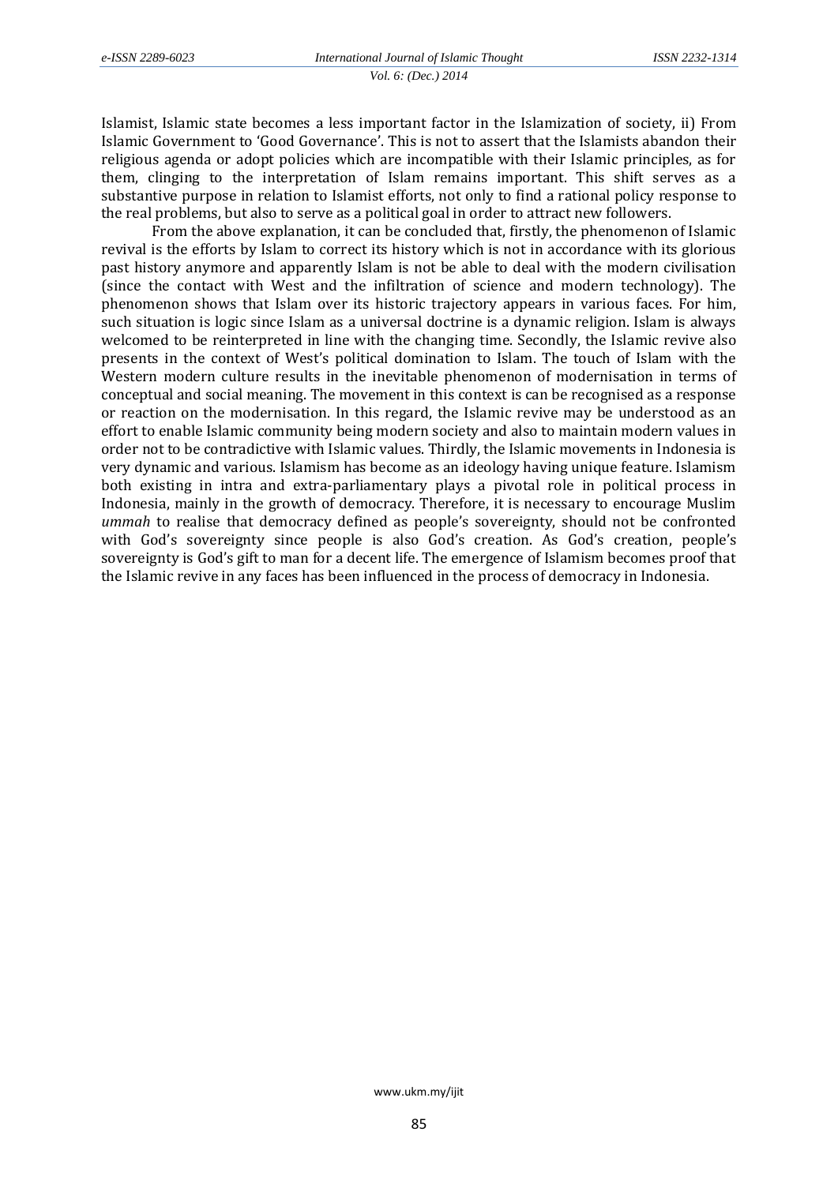Islamist, Islamic state becomes a less important factor in the Islamization of society, ii) From Islamic Government to 'Good Governance'. This is not to assert that the Islamists abandon their religious agenda or adopt policies which are incompatible with their Islamic principles, as for them, clinging to the interpretation of Islam remains important. This shift serves as a substantive purpose in relation to Islamist efforts, not only to find a rational policy response to the real problems, but also to serve as a political goal in order to attract new followers.

From the above explanation, it can be concluded that, firstly, the phenomenon of Islamic revival is the efforts by Islam to correct its history which is not in accordance with its glorious past history anymore and apparently Islam is not be able to deal with the modern civilisation (since the contact with West and the infiltration of science and modern technology). The phenomenon shows that Islam over its historic trajectory appears in various faces. For him, such situation is logic since Islam as a universal doctrine is a dynamic religion. Islam is always welcomed to be reinterpreted in line with the changing time. Secondly, the Islamic revive also presents in the context of West's political domination to Islam. The touch of Islam with the Western modern culture results in the inevitable phenomenon of modernisation in terms of conceptual and social meaning. The movement in this context is can be recognised as a response or reaction on the modernisation. In this regard, the Islamic revive may be understood as an effort to enable Islamic community being modern society and also to maintain modern values in order not to be contradictive with Islamic values. Thirdly, the Islamic movements in Indonesia is very dynamic and various. Islamism has become as an ideology having unique feature. Islamism both existing in intra and extra-parliamentary plays a pivotal role in political process in Indonesia, mainly in the growth of democracy. Therefore, it is necessary to encourage Muslim *ummah* to realise that democracy defined as people's sovereignty, should not be confronted with God's sovereignty since people is also God's creation. As God's creation, people's sovereignty is God's gift to man for a decent life. The emergence of Islamism becomes proof that the Islamic revive in any faces has been influenced in the process of democracy in Indonesia.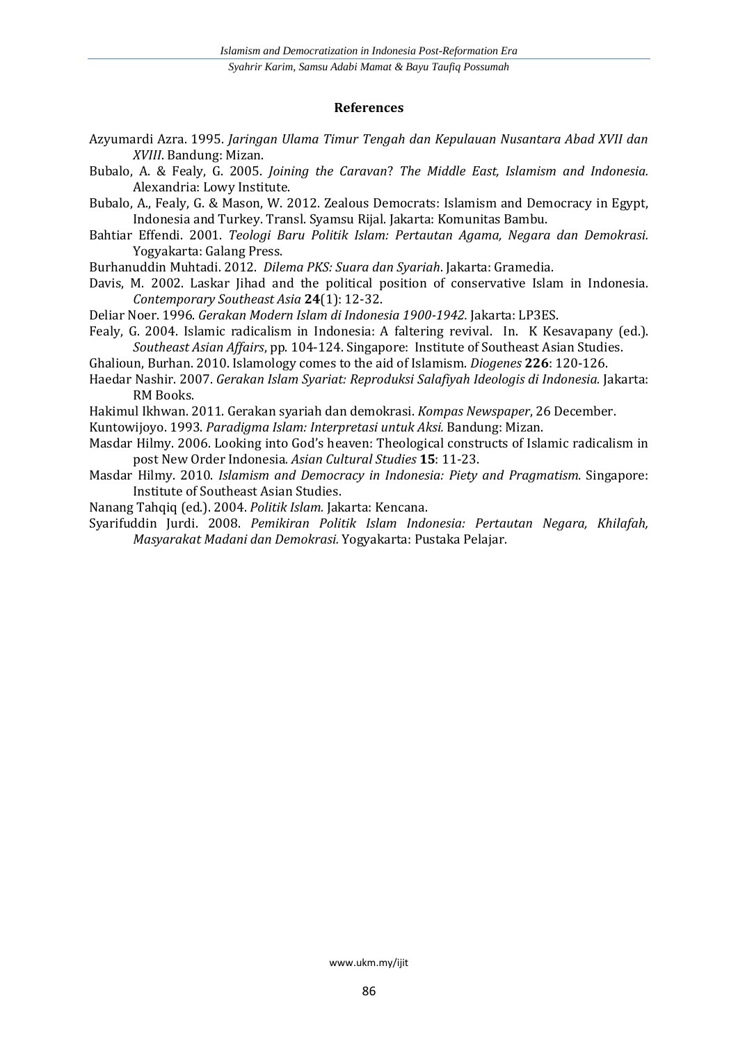## References

Azyumardi Azra. 1995. *Jaringan Ulama Timur Tengah dan Kepulauan Nusantara Abad XVII dan XVIII*. Bandung: Mizan.

Bubalo, A. & Fealy, G. 2005. *Joining the Caravan*? *The Middle East, Islamism and Indonesia.* Alexandria: Lowy Institute.

Bubalo, A., Fealy, G. & Mason, W. 2012. Zealous Democrats: Islamism and Democracy in Egypt, Indonesia and Turkey. Transl. Syamsu Rijal. Jakarta: Komunitas Bambu.

Bahtiar Effendi. 2001. *Teologi Baru Politik Islam: Pertautan Agama, Negara dan Demokrasi.* Yogyakarta: Galang Press.

Burhanuddin Muhtadi. 2012. *Dilema PKS: Suara dan Syariah*. Jakarta: Gramedia.

Davis, M. 2002. Laskar Jihad and the political position of conservative Islam in Indonesia. *Contemporary Southeast Asia* **24**(1): 12-32.

Deliar Noer. 1996. *Gerakan Modern Islam di Indonesia 1900-1942.* Jakarta: LP3ES.

Fealy, G. 2004. Islamic radicalism in Indonesia: A faltering revival. In. K Kesavapany (ed.). *Southeast Asian Affairs*, pp. 104-124. Singapore: Institute of Southeast Asian Studies.

Ghalioun, Burhan. 2010. Islamology comes to the aid of Islamism. *Diogenes* **226**: 120-126.

Haedar Nashir. 2007. *Gerakan Islam Syariat: Reproduksi Salafiyah Ideologis di Indonesia.* Jakarta: RM Books.

Hakimul Ikhwan. 2011. Gerakan syariah dan demokrasi. *Kompas Newspaper*, 26 December.

Kuntowijoyo. 1993. *Paradigma Islam: Interpretasi untuk Aksi.* Bandung: Mizan.

Masdar Hilmy. 2006. Looking into God's heaven: Theological constructs of Islamic radicalism in post New Order Indonesia*. Asian Cultural Studies* **15**: 11-23.

Masdar Hilmy. 2010. *Islamism and Democracy in Indonesia: Piety and Pragmatism.* Singapore: Institute of Southeast Asian Studies.

Nanang Tahqiq (ed.). 2004. *Politik Islam.* Jakarta: Kencana.

Syarifuddin Jurdi. 2008. *Pemikiran Politik Islam Indonesia: Pertautan Negara, Khilafah, Masyarakat Madani dan Demokrasi.* Yogyakarta: Pustaka Pelajar.